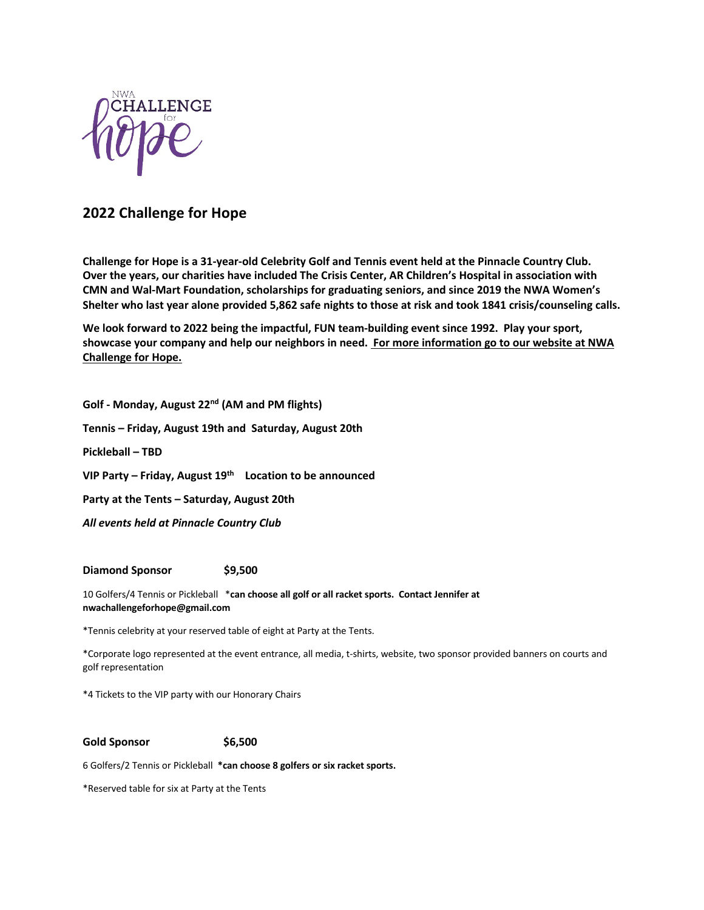NWA
CHALLENGE
for
hope

# 2022 Challenge for Hope

**Challenge for Hope is a 31-year-old Celebrity Golf and Tennis event held at the Pinnacle Country Club. Over the years, our charities have included The Crisis Center, AR Children's Hospital in association with CMN and Wal-Mart Foundation, scholarships for graduating seniors, and since 2019 the NWA Women's Shelter who last year alone provided 5,862 safe nights to those at risk and took 1841 crisis/counseling calls.**

**We look forward to 2022 being the impactful, FUN team-building event since 1992. Play your sport, showcase your company and help our neighbors in need. For more information go to our website at NWA Challenge for Hope.**

**Golf - Monday, August 22nd (AM and PM flights)**

**Tennis – Friday, August 19th and Saturday, August 20th**

**Pickleball – TBD**

**VIP Party – Friday, August 19th Location to be announced**

**Party at the Tents – Saturday, August 20th**

***All events held at Pinnacle Country Club***

**Diamond Sponsor $9,500**

10 Golfers/4 Tennis or Pickleball **\*can choose all golf or all racket sports. Contact Jennifer at nwachallengeforhope@gmail.com**

*Tennis celebrity at your reserved table of eight at Party at the Tents.

*Corporate logo represented at the event entrance, all media, t-shirts, website, two sponsor provided banners on courts and golf representation

*4 Tickets to the VIP party with our Honorary Chairs

**Gold Sponsor $6,500**

6 Golfers/2 Tennis or Pickleball **\*can choose 8 golfers or six racket sports.**

*Reserved table for six at Party at the Tents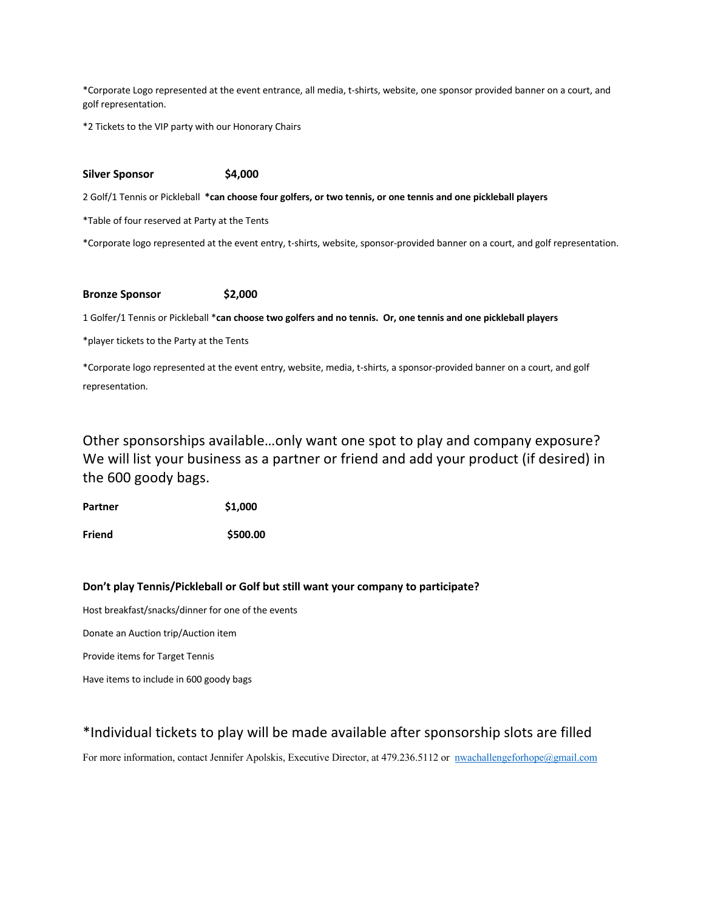*Corporate Logo represented at the event entrance, all media, t-shirts, website, one sponsor provided banner on a court, and golf representation.

*2 Tickets to the VIP party with our Honorary Chairs

**Silver Sponsor $4,000**

2 Golf/1 Tennis or Pickleball **\*can choose four golfers, or two tennis, or one tennis and one pickleball players**

*Table of four reserved at Party at the Tents

*Corporate logo represented at the event entry, t-shirts, website, sponsor-provided banner on a court, and golf representation.

**Bronze Sponsor $2,000**

1 Golfer/1 Tennis or Pickleball ***can choose two golfers and no tennis. Or, one tennis and one pickleball players**

*player tickets to the Party at the Tents

*Corporate logo represented at the event entry, website, media, t-shirts, a sponsor-provided banner on a court, and golf representation.

## Other sponsorships available…only want one spot to play and company exposure? We will list your business as a partner or friend and add your product (if desired) in the 600 goody bags.

**Partner $1,000**

**Friend $500.00**

**Don't play Tennis/Pickleball or Golf but still want your company to participate?**

Host breakfast/snacks/dinner for one of the events

Donate an Auction trip/Auction item

Provide items for Target Tennis

Have items to include in 600 goody bags

## *Individual tickets to play will be made available after sponsorship slots are filled

For more information, contact Jennifer Apolskis, Executive Director, at 479.236.5112 or nwachallengeforhope@gmail.com